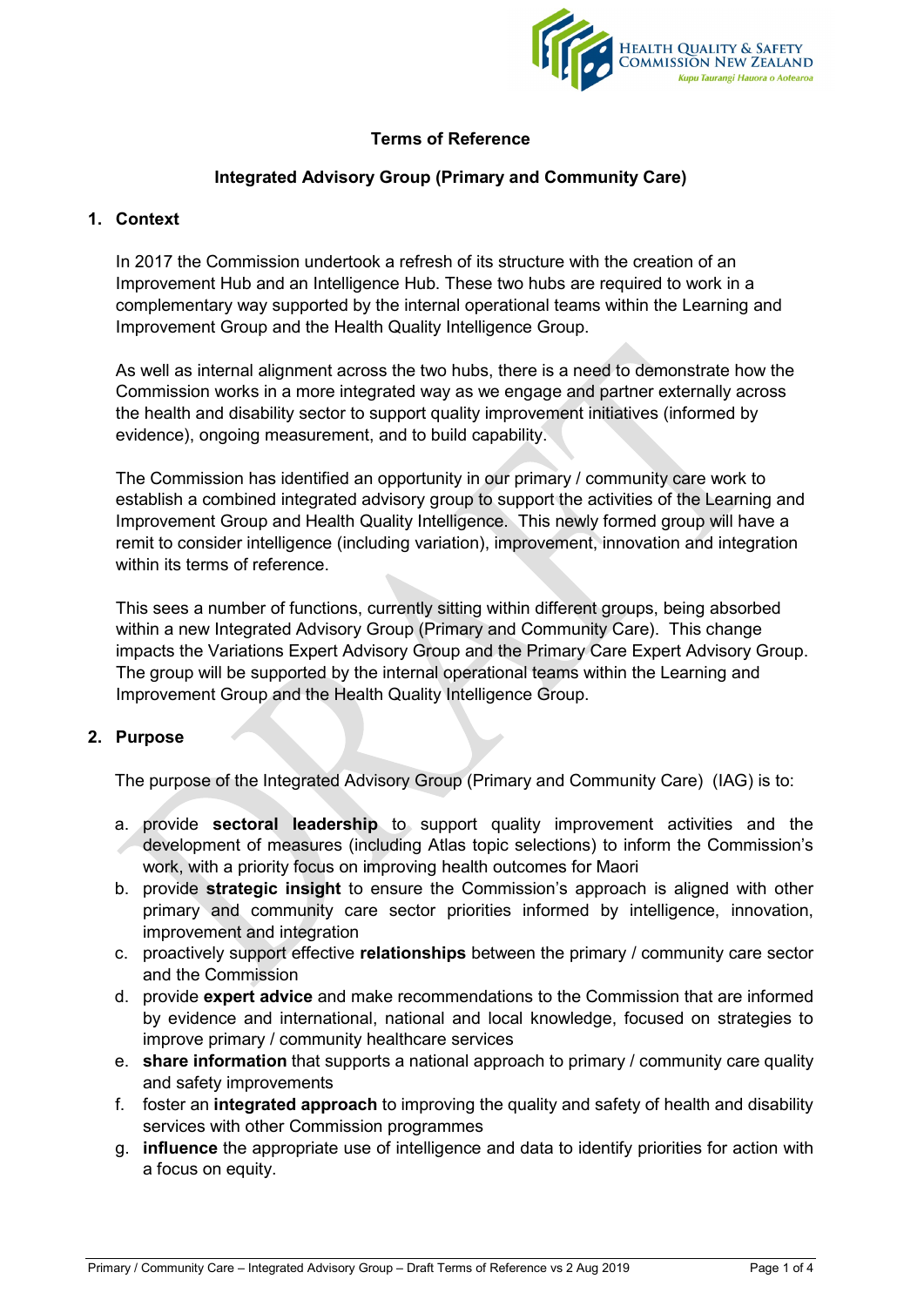# Terms of Reference

## Integrated Advisory Group (Primary and Community Care)

### 1. Context

In 2017 the Commission undertook a refresh of its structure with the creation of an Improvement Hub and an Intelligence Hub. These two hubs are required to work in a complementary way supported by the internal operational teams within the Learning and Improvement Group and the Health Quality Intelligence Group.

As well as internal alignment across the two hubs, there is a need to demonstrate how the Commission works in a more integrated way as we engage and partner externally across the health and disability sector to support quality improvement initiatives (informed by evidence), ongoing measurement, and to build capability.

The Commission has identified an opportunity in our primary / community care work to establish a combined integrated advisory group to support the activities of the Learning and Improvement Group and Health Quality Intelligence. This newly formed group will have a remit to consider intelligence (including variation), improvement, innovation and integration within its terms of reference.

This sees a number of functions, currently sitting within different groups, being absorbed within a new Integrated Advisory Group (Primary and Community Care). This change impacts the Variations Expert Advisory Group and the Primary Care Expert Advisory Group. The group will be supported by the internal operational teams within the Learning and Improvement Group and the Health Quality Intelligence Group.

### 2. Purpose

The purpose of the Integrated Advisory Group (Primary and Community Care) (IAG) is to:

a. provide **sectoral leadership** to support quality improvement activities and the development of measures (including Atlas topic selections) to inform the Commission's work, with a priority focus on improving health outcomes for Maori
b. provide **strategic insight** to ensure the Commission's approach is aligned with other primary and community care sector priorities informed by intelligence, innovation, improvement and integration
c. proactively support effective **relationships** between the primary / community care sector and the Commission
d. provide **expert advice** and make recommendations to the Commission that are informed by evidence and international, national and local knowledge, focused on strategies to improve primary / community healthcare services
e. **share information** that supports a national approach to primary / community care quality and safety improvements
f. foster an **integrated approach** to improving the quality and safety of health and disability services with other Commission programmes
g. **influence** the appropriate use of intelligence and data to identify priorities for action with a focus on equity.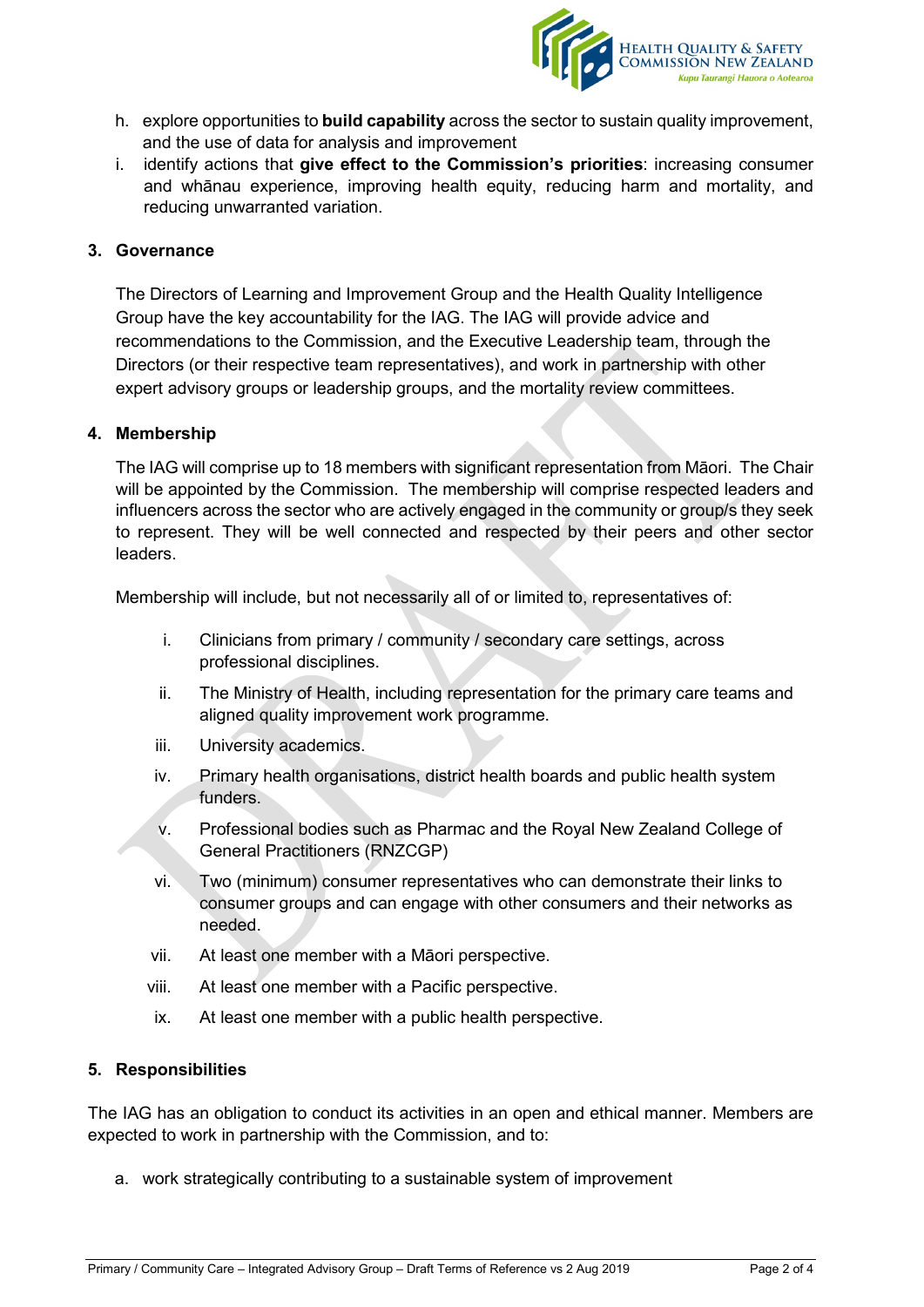h. explore opportunities to **build capability** across the sector to sustain quality improvement, and the use of data for analysis and improvement
i. identify actions that **give effect to the Commission's priorities**: increasing consumer and whānau experience, improving health equity, reducing harm and mortality, and reducing unwarranted variation.

## 3. Governance

The Directors of Learning and Improvement Group and the Health Quality Intelligence Group have the key accountability for the IAG. The IAG will provide advice and recommendations to the Commission, and the Executive Leadership team, through the Directors (or their respective team representatives), and work in partnership with other expert advisory groups or leadership groups, and the mortality review committees.

## 4. Membership

The IAG will comprise up to 18 members with significant representation from Māori. The Chair will be appointed by the Commission. The membership will comprise respected leaders and influencers across the sector who are actively engaged in the community or group/s they seek to represent. They will be well connected and respected by their peers and other sector leaders.

Membership will include, but not necessarily all of or limited to, representatives of:

i. Clinicians from primary / community / secondary care settings, across professional disciplines.
ii. The Ministry of Health, including representation for the primary care teams and aligned quality improvement work programme.
iii. University academics.
iv. Primary health organisations, district health boards and public health system funders.
v. Professional bodies such as Pharmac and the Royal New Zealand College of General Practitioners (RNZCGP)
vi. Two (minimum) consumer representatives who can demonstrate their links to consumer groups and can engage with other consumers and their networks as needed.
vii. At least one member with a Māori perspective.
viii. At least one member with a Pacific perspective.
ix. At least one member with a public health perspective.

## 5. Responsibilities

The IAG has an obligation to conduct its activities in an open and ethical manner. Members are expected to work in partnership with the Commission, and to:

a. work strategically contributing to a sustainable system of improvement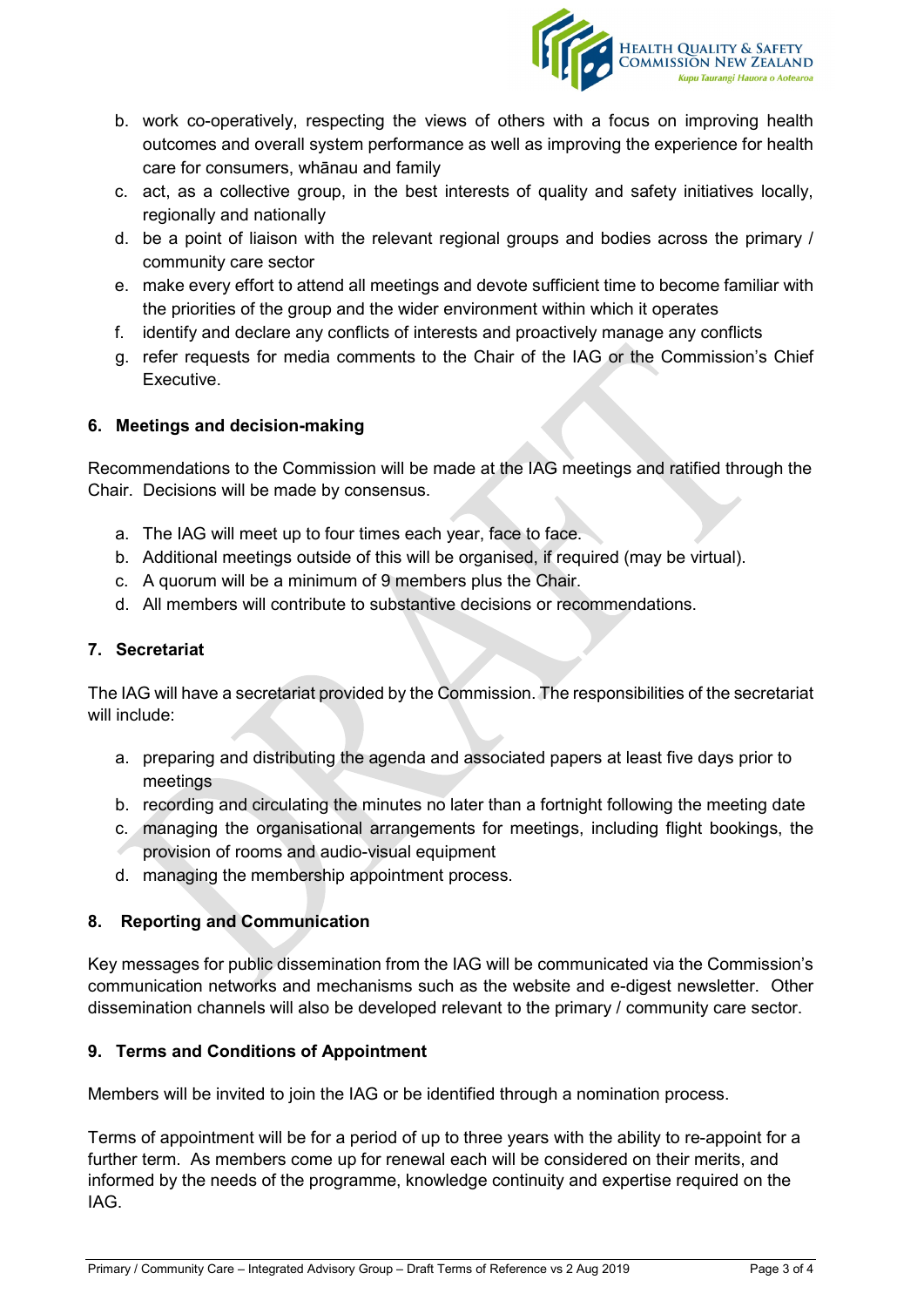b. work co-operatively, respecting the views of others with a focus on improving health outcomes and overall system performance as well as improving the experience for health care for consumers, whānau and family
c. act, as a collective group, in the best interests of quality and safety initiatives locally, regionally and nationally
d. be a point of liaison with the relevant regional groups and bodies across the primary / community care sector
e. make every effort to attend all meetings and devote sufficient time to become familiar with the priorities of the group and the wider environment within which it operates
f. identify and declare any conflicts of interests and proactively manage any conflicts
g. refer requests for media comments to the Chair of the IAG or the Commission's Chief Executive.

## 6. Meetings and decision-making

Recommendations to the Commission will be made at the IAG meetings and ratified through the Chair. Decisions will be made by consensus.

a. The IAG will meet up to four times each year, face to face.
b. Additional meetings outside of this will be organised, if required (may be virtual).
c. A quorum will be a minimum of 9 members plus the Chair.
d. All members will contribute to substantive decisions or recommendations.

## 7. Secretariat

The IAG will have a secretariat provided by the Commission. The responsibilities of the secretariat will include:

a. preparing and distributing the agenda and associated papers at least five days prior to meetings
b. recording and circulating the minutes no later than a fortnight following the meeting date
c. managing the organisational arrangements for meetings, including flight bookings, the provision of rooms and audio-visual equipment
d. managing the membership appointment process.

## 8. Reporting and Communication

Key messages for public dissemination from the IAG will be communicated via the Commission's communication networks and mechanisms such as the website and e-digest newsletter. Other dissemination channels will also be developed relevant to the primary / community care sector.

## 9. Terms and Conditions of Appointment

Members will be invited to join the IAG or be identified through a nomination process.

Terms of appointment will be for a period of up to three years with the ability to re-appoint for a further term. As members come up for renewal each will be considered on their merits, and informed by the needs of the programme, knowledge continuity and expertise required on the IAG.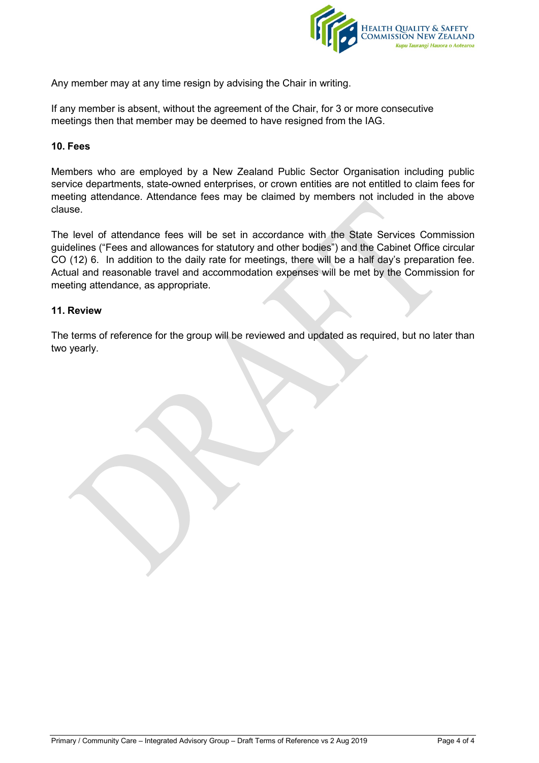Any member may at any time resign by advising the Chair in writing.

If any member is absent, without the agreement of the Chair, for 3 or more consecutive meetings then that member may be deemed to have resigned from the IAG.

**10. Fees**

Members who are employed by a New Zealand Public Sector Organisation including public service departments, state-owned enterprises, or crown entities are not entitled to claim fees for meeting attendance. Attendance fees may be claimed by members not included in the above clause.

The level of attendance fees will be set in accordance with the State Services Commission guidelines ("Fees and allowances for statutory and other bodies") and the Cabinet Office circular CO (12) 6. In addition to the daily rate for meetings, there will be a half day's preparation fee. Actual and reasonable travel and accommodation expenses will be met by the Commission for meeting attendance, as appropriate.

**11. Review**

The terms of reference for the group will be reviewed and updated as required, but no later than two yearly.